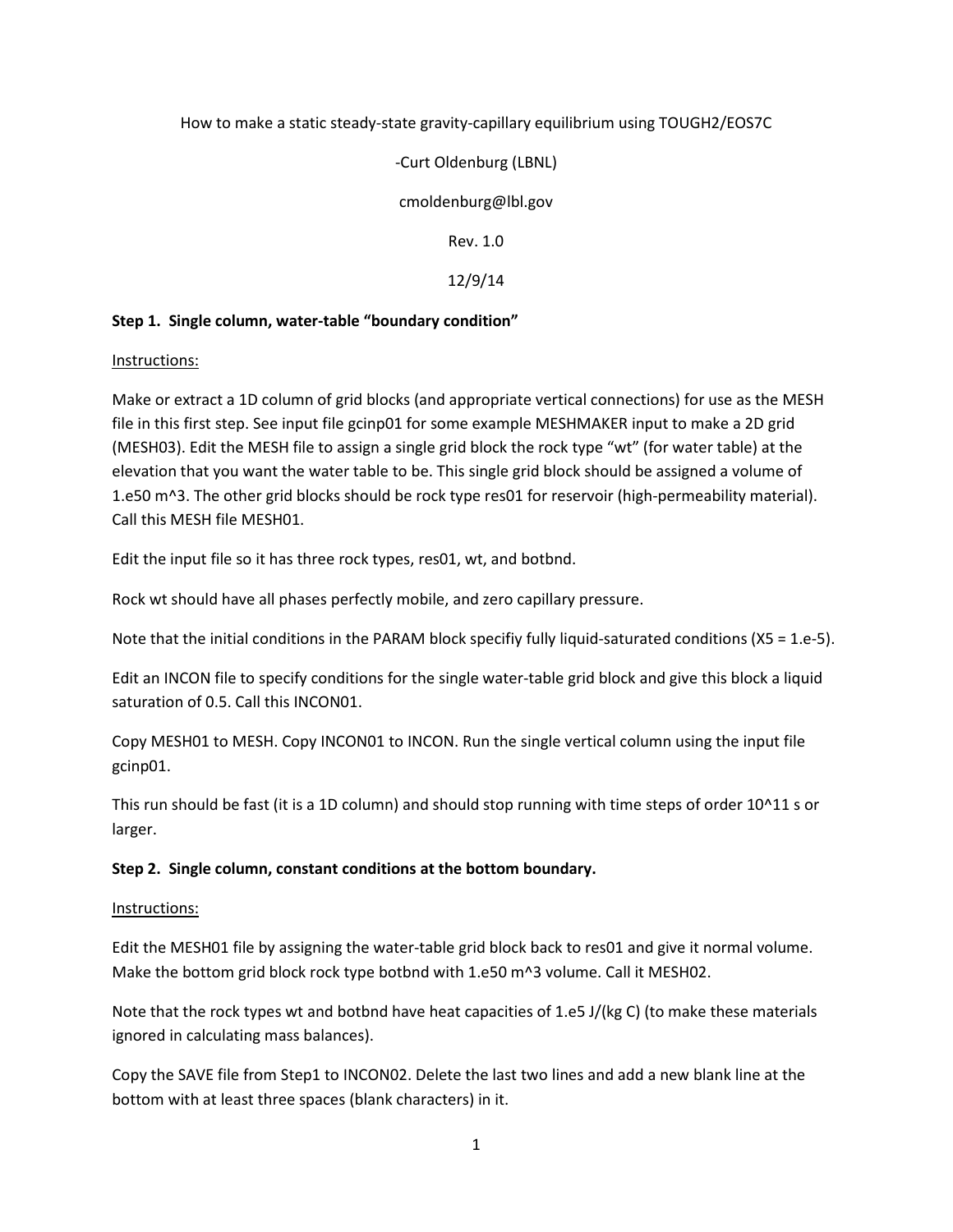How to make a static steady-state gravity-capillary equilibrium using TOUGH2/EOS7C

-Curt Oldenburg (LBNL)

cmoldenburg@lbl.gov

Rev. 1.0

12/9/14

**Step 1. Single column, water-table "boundary condition"**

Instructions:

Make or extract a 1D column of grid blocks (and appropriate vertical connections) for use as the MESH file in this first step. See input file gcinp01 for some example MESHMAKER input to make a 2D grid (MESH03). Edit the MESH file to assign a single grid block the rock type "wt" (for water table) at the elevation that you want the water table to be. This single grid block should be assigned a volume of 1.e50 m^3. The other grid blocks should be rock type res01 for reservoir (high-permeability material). Call this MESH file MESH01.

Edit the input file so it has three rock types, res01, wt, and botbnd.

Rock wt should have all phases perfectly mobile, and zero capillary pressure.

Note that the initial conditions in the PARAM block specifiy fully liquid-saturated conditions (X5 = 1.e-5).

Edit an INCON file to specify conditions for the single water-table grid block and give this block a liquid saturation of 0.5. Call this INCON01.

Copy MESH01 to MESH. Copy INCON01 to INCON. Run the single vertical column using the input file gcinp01.

This run should be fast (it is a 1D column) and should stop running with time steps of order 10^11 s or larger.

**Step 2. Single column, constant conditions at the bottom boundary.**

Instructions:

Edit the MESH01 file by assigning the water-table grid block back to res01 and give it normal volume. Make the bottom grid block rock type botbnd with 1.e50 m^3 volume. Call it MESH02.

Note that the rock types wt and botbnd have heat capacities of 1.e5 J/(kg C) (to make these materials ignored in calculating mass balances).

Copy the SAVE file from Step1 to INCON02. Delete the last two lines and add a new blank line at the bottom with at least three spaces (blank characters) in it.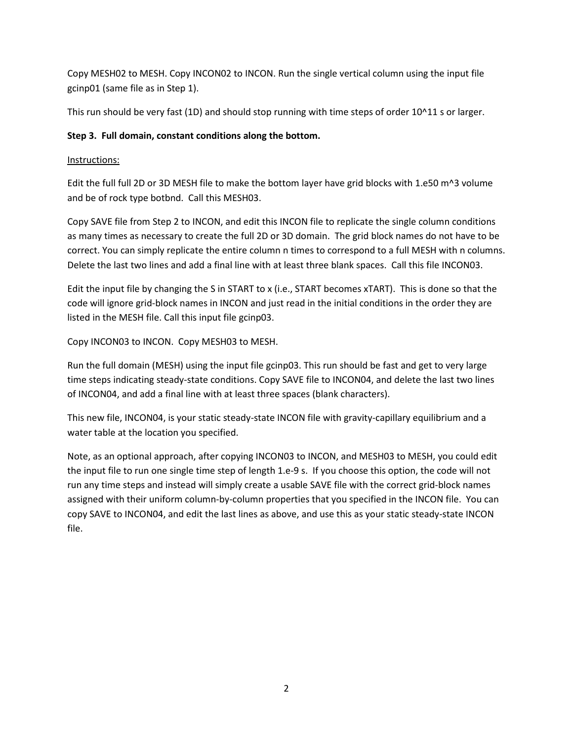Copy MESH02 to MESH. Copy INCON02 to INCON. Run the single vertical column using the input file gcinp01 (same file as in Step 1).

This run should be very fast (1D) and should stop running with time steps of order 10^11 s or larger.

**Step 3. Full domain, constant conditions along the bottom.**

Instructions:

Edit the full full 2D or 3D MESH file to make the bottom layer have grid blocks with 1.e50 m^3 volume and be of rock type botbnd. Call this MESH03.

Copy SAVE file from Step 2 to INCON, and edit this INCON file to replicate the single column conditions as many times as necessary to create the full 2D or 3D domain. The grid block names do not have to be correct. You can simply replicate the entire column n times to correspond to a full MESH with n columns. Delete the last two lines and add a final line with at least three blank spaces. Call this file INCON03.

Edit the input file by changing the S in START to x (i.e., START becomes xTART). This is done so that the code will ignore grid-block names in INCON and just read in the initial conditions in the order they are listed in the MESH file. Call this input file gcinp03.

Copy INCON03 to INCON. Copy MESH03 to MESH.

Run the full domain (MESH) using the input file gcinp03. This run should be fast and get to very large time steps indicating steady-state conditions. Copy SAVE file to INCON04, and delete the last two lines of INCON04, and add a final line with at least three spaces (blank characters).

This new file, INCON04, is your static steady-state INCON file with gravity-capillary equilibrium and a water table at the location you specified.

Note, as an optional approach, after copying INCON03 to INCON, and MESH03 to MESH, you could edit the input file to run one single time step of length 1.e-9 s. If you choose this option, the code will not run any time steps and instead will simply create a usable SAVE file with the correct grid-block names assigned with their uniform column-by-column properties that you specified in the INCON file. You can copy SAVE to INCON04, and edit the last lines as above, and use this as your static steady-state INCON file.